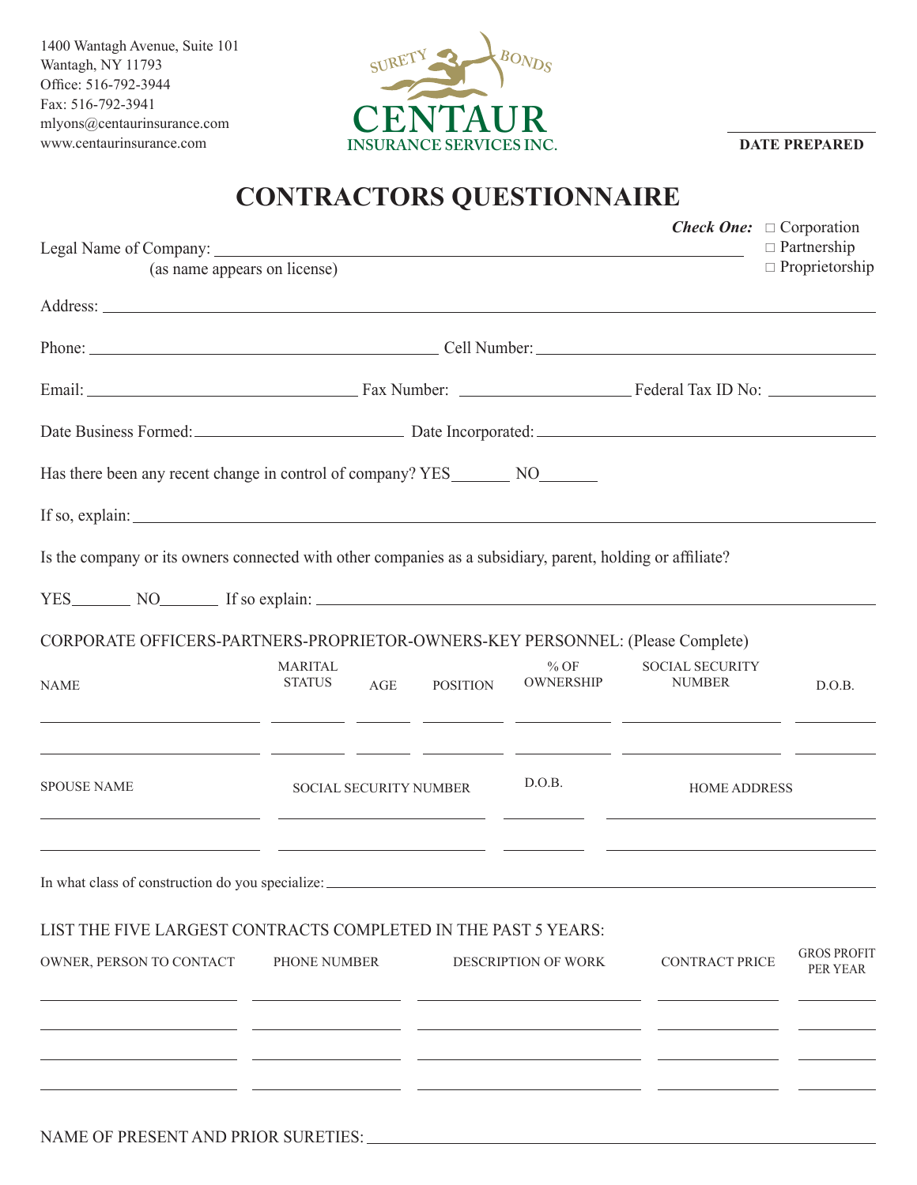1400 Wantagh Avenue, Suite 101
Wantagh, NY 11793
Office: 516-792-3944
Fax: 516-792-3941
mlyons@centaurinsurance.com
www.centaurinsurance.com

SURETY BONDS
**CENTAUR**
INSURANCE SERVICES INC.

______________
**DATE PREPARED**

# CONTRACTORS QUESTIONNAIRE

***Check One:*** ☐ Corporation ☐ Partnership ☐ Proprietorship

Legal Name of Company: ______________________________________________
(as name appears on license)

Address: ______________________________________________

Phone: ______________________ Cell Number: ______________________

Email: ______________________ Fax Number: ______________ Federal Tax ID No: __________

Date Business Formed: ______________ Date Incorporated: ______________________

Has there been any recent change in control of company? YES_______ NO_______

If so, explain: ______________________________________________

Is the company or its owners connected with other companies as a subsidiary, parent, holding or affiliate?

YES_______ NO_______ If so explain: ______________________________________________

CORPORATE OFFICERS-PARTNERS-PROPRIETOR-OWNERS-KEY PERSONNEL: (Please Complete)

| NAME | MARITAL STATUS | AGE | POSITION | % OF OWNERSHIP | SOCIAL SECURITY NUMBER | D.O.B. |
|---|---|---|---|---|---|---|
| | | | | | | |
| | | | | | | |

| SPOUSE NAME | SOCIAL SECURITY NUMBER | D.O.B. | HOME ADDRESS |
|---|---|---|---|
| | | | |
| | | | |

In what class of construction do you specialize: ______________________________________________

LIST THE FIVE LARGEST CONTRACTS COMPLETED IN THE PAST 5 YEARS:

| OWNER, PERSON TO CONTACT | PHONE NUMBER | DESCRIPTION OF WORK | CONTRACT PRICE | GROS PROFIT PER YEAR |
|---|---|---|---|---|
| | | | | |
| | | | | |
| | | | | |
| | | | | |

NAME OF PRESENT AND PRIOR SURETIES: ______________________________________________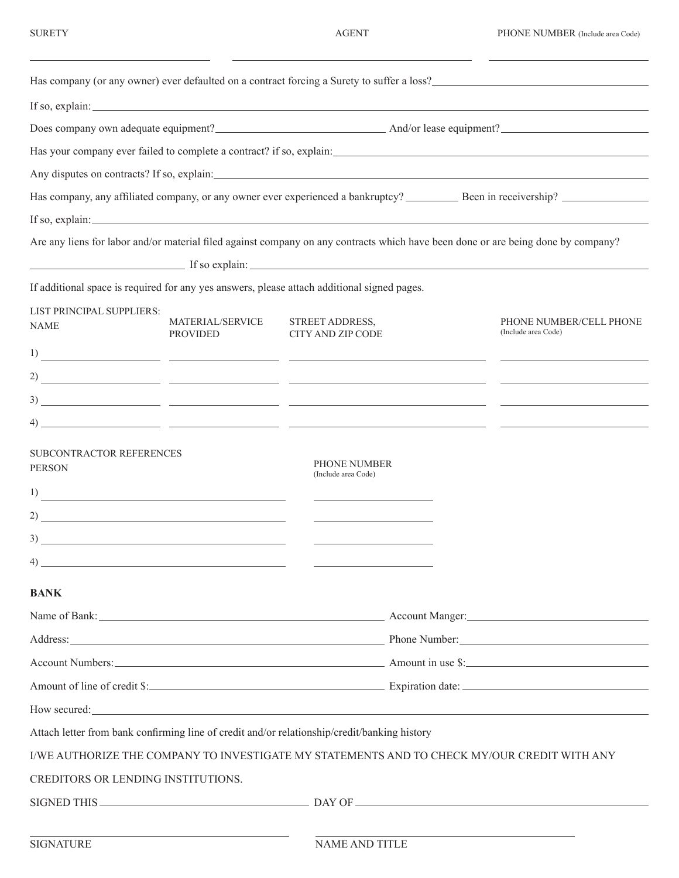| SURETY | AGENT | PHONE NUMBER (Include area Code) |
| --- | --- | --- |
| | | |

Has company (or any owner) ever defaulted on a contract forcing a Surety to suffer a loss? ____________________

If so, explain: ____________________

Does company own adequate equipment? ____________________ And/or lease equipment? ____________________

Has your company ever failed to complete a contract? if so, explain: ____________________

Any disputes on contracts? If so, explain: ____________________

Has company, any affiliated company, or any owner ever experienced a bankruptcy? __________ Been in receivership? __________

If so, explain: ____________________

Are any liens for labor and/or material filed against company on any contracts which have been done or are being done by company?

____________________ If so explain: ____________________

If additional space is required for any yes answers, please attach additional signed pages.

| LIST PRINCIPAL SUPPLIERS: NAME | MATERIAL/SERVICE PROVIDED | STREET ADDRESS, CITY AND ZIP CODE | PHONE NUMBER/CELL PHONE (Include area Code) |
| --- | --- | --- | --- |
| 1) | | | |
| 2) | | | |
| 3) | | | |
| 4) | | | |

| SUBCONTRACTOR REFERENCES PERSON | PHONE NUMBER (Include area Code) |
| --- | --- |
| 1) | |
| 2) | |
| 3) | |
| 4) | |

**BANK**

Name of Bank: ____________________ Account Manger: ____________________

Address: ____________________ Phone Number: ____________________

Account Numbers: ____________________ Amount in use $: ____________________

Amount of line of credit $: ____________________ Expiration date: ____________________

How secured: ____________________

Attach letter from bank confirming line of credit and/or relationship/credit/banking history

I/WE AUTHORIZE THE COMPANY TO INVESTIGATE MY STATEMENTS AND TO CHECK MY/OUR CREDIT WITH ANY CREDITORS OR LENDING INSTITUTIONS.

SIGNED THIS ____________________ DAY OF ____________________

____________________ ____________________

SIGNATURE NAME AND TITLE